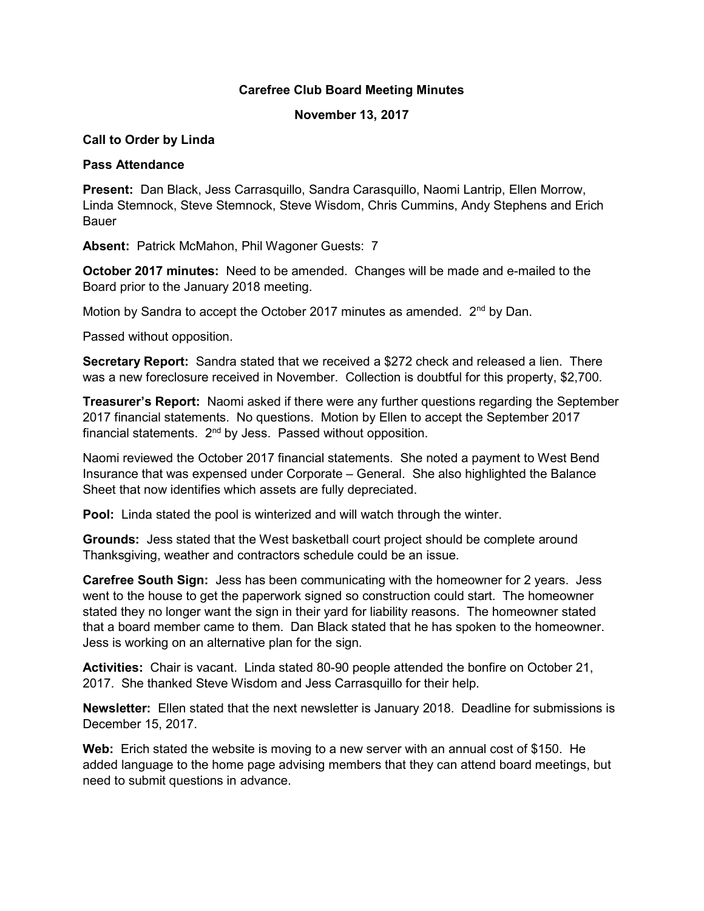# Carefree Club Board Meeting Minutes

## November 13, 2017

**Call to Order by Linda**

**Pass Attendance**

**Present:** Dan Black, Jess Carrasquillo, Sandra Carasquillo, Naomi Lantrip, Ellen Morrow, Linda Stemnock, Steve Stemnock, Steve Wisdom, Chris Cummins, Andy Stephens and Erich Bauer

**Absent:** Patrick McMahon, Phil Wagoner Guests: 7

**October 2017 minutes:** Need to be amended. Changes will be made and e-mailed to the Board prior to the January 2018 meeting.

Motion by Sandra to accept the October 2017 minutes as amended. 2nd by Dan.

Passed without opposition.

**Secretary Report:** Sandra stated that we received a $272 check and released a lien. There was a new foreclosure received in November. Collection is doubtful for this property, $2,700.

**Treasurer's Report:** Naomi asked if there were any further questions regarding the September 2017 financial statements. No questions. Motion by Ellen to accept the September 2017 financial statements. 2nd by Jess. Passed without opposition.

Naomi reviewed the October 2017 financial statements. She noted a payment to West Bend Insurance that was expensed under Corporate – General. She also highlighted the Balance Sheet that now identifies which assets are fully depreciated.

**Pool:** Linda stated the pool is winterized and will watch through the winter.

**Grounds:** Jess stated that the West basketball court project should be complete around Thanksgiving, weather and contractors schedule could be an issue.

**Carefree South Sign:** Jess has been communicating with the homeowner for 2 years. Jess went to the house to get the paperwork signed so construction could start. The homeowner stated they no longer want the sign in their yard for liability reasons. The homeowner stated that a board member came to them. Dan Black stated that he has spoken to the homeowner. Jess is working on an alternative plan for the sign.

**Activities:** Chair is vacant. Linda stated 80-90 people attended the bonfire on October 21, 2017. She thanked Steve Wisdom and Jess Carrasquillo for their help.

**Newsletter:** Ellen stated that the next newsletter is January 2018. Deadline for submissions is December 15, 2017.

**Web:** Erich stated the website is moving to a new server with an annual cost of $150. He added language to the home page advising members that they can attend board meetings, but need to submit questions in advance.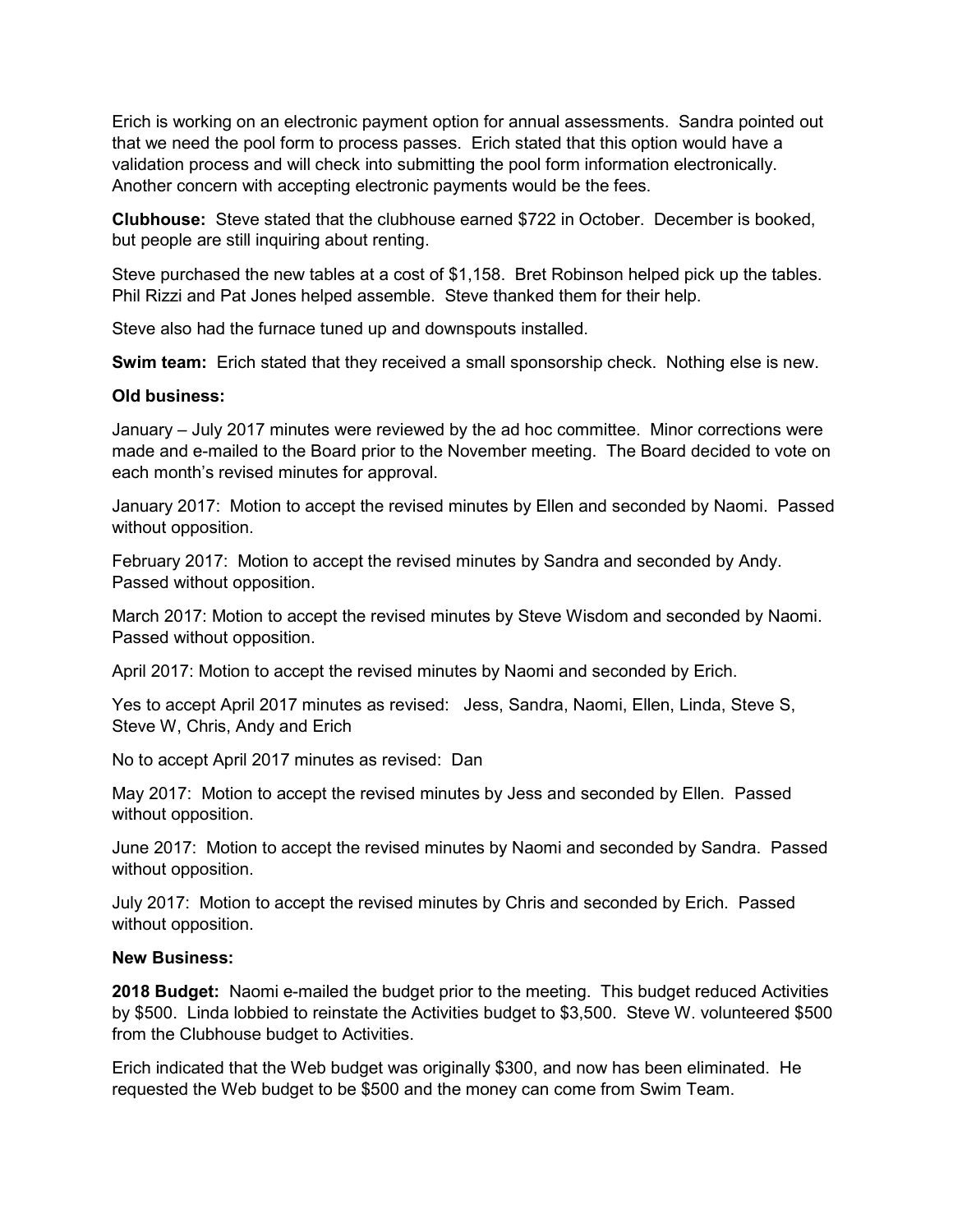Erich is working on an electronic payment option for annual assessments. Sandra pointed out that we need the pool form to process passes. Erich stated that this option would have a validation process and will check into submitting the pool form information electronically. Another concern with accepting electronic payments would be the fees.

**Clubhouse:** Steve stated that the clubhouse earned $722 in October. December is booked, but people are still inquiring about renting.

Steve purchased the new tables at a cost of $1,158. Bret Robinson helped pick up the tables. Phil Rizzi and Pat Jones helped assemble. Steve thanked them for their help.

Steve also had the furnace tuned up and downspouts installed.

**Swim team:** Erich stated that they received a small sponsorship check. Nothing else is new.

**Old business:**

January – July 2017 minutes were reviewed by the ad hoc committee. Minor corrections were made and e-mailed to the Board prior to the November meeting. The Board decided to vote on each month's revised minutes for approval.

January 2017: Motion to accept the revised minutes by Ellen and seconded by Naomi. Passed without opposition.

February 2017: Motion to accept the revised minutes by Sandra and seconded by Andy. Passed without opposition.

March 2017: Motion to accept the revised minutes by Steve Wisdom and seconded by Naomi. Passed without opposition.

April 2017: Motion to accept the revised minutes by Naomi and seconded by Erich.

Yes to accept April 2017 minutes as revised: Jess, Sandra, Naomi, Ellen, Linda, Steve S, Steve W, Chris, Andy and Erich

No to accept April 2017 minutes as revised: Dan

May 2017: Motion to accept the revised minutes by Jess and seconded by Ellen. Passed without opposition.

June 2017: Motion to accept the revised minutes by Naomi and seconded by Sandra. Passed without opposition.

July 2017: Motion to accept the revised minutes by Chris and seconded by Erich. Passed without opposition.

**New Business:**

**2018 Budget:** Naomi e-mailed the budget prior to the meeting. This budget reduced Activities by $500. Linda lobbied to reinstate the Activities budget to $3,500. Steve W. volunteered $500 from the Clubhouse budget to Activities.

Erich indicated that the Web budget was originally $300, and now has been eliminated. He requested the Web budget to be $500 and the money can come from Swim Team.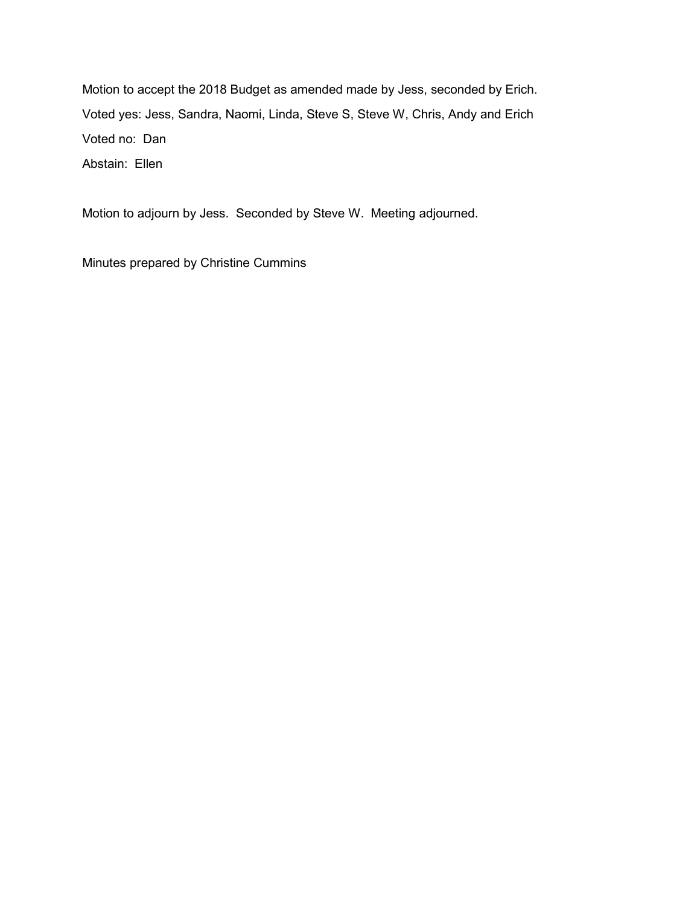Motion to accept the 2018 Budget as amended made by Jess, seconded by Erich.

Voted yes: Jess, Sandra, Naomi, Linda, Steve S, Steve W, Chris, Andy and Erich

Voted no: Dan

Abstain: Ellen

Motion to adjourn by Jess. Seconded by Steve W. Meeting adjourned.

Minutes prepared by Christine Cummins